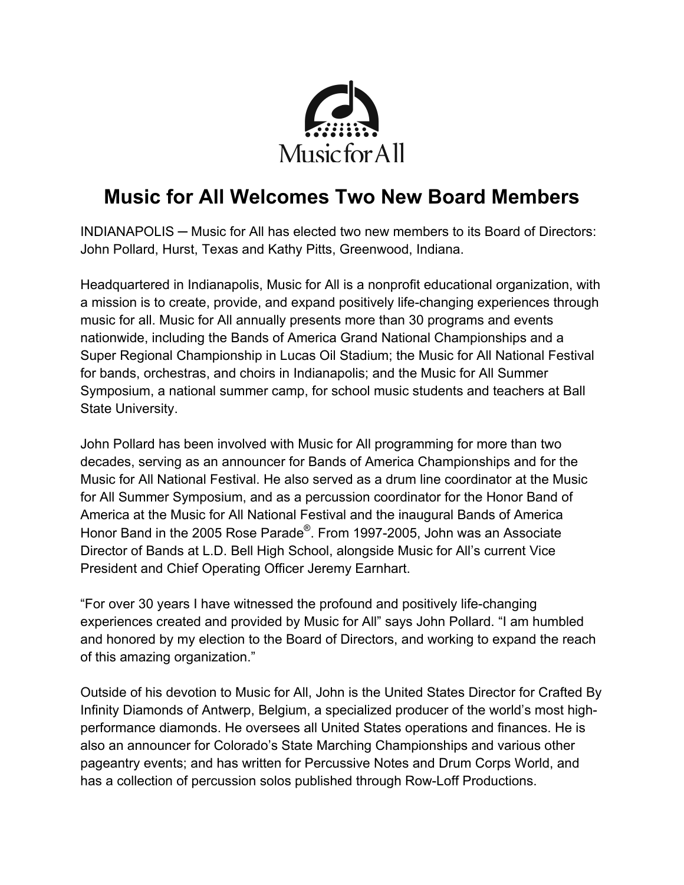Music for All

# Music for All Welcomes Two New Board Members

INDIANAPOLIS ─ Music for All has elected two new members to its Board of Directors: John Pollard, Hurst, Texas and Kathy Pitts, Greenwood, Indiana.

Headquartered in Indianapolis, Music for All is a nonprofit educational organization, with a mission is to create, provide, and expand positively life-changing experiences through music for all. Music for All annually presents more than 30 programs and events nationwide, including the Bands of America Grand National Championships and a Super Regional Championship in Lucas Oil Stadium; the Music for All National Festival for bands, orchestras, and choirs in Indianapolis; and the Music for All Summer Symposium, a national summer camp, for school music students and teachers at Ball State University.

John Pollard has been involved with Music for All programming for more than two decades, serving as an announcer for Bands of America Championships and for the Music for All National Festival. He also served as a drum line coordinator at the Music for All Summer Symposium, and as a percussion coordinator for the Honor Band of America at the Music for All National Festival and the inaugural Bands of America Honor Band in the 2005 Rose Parade®. From 1997-2005, John was an Associate Director of Bands at L.D. Bell High School, alongside Music for All's current Vice President and Chief Operating Officer Jeremy Earnhart.

"For over 30 years I have witnessed the profound and positively life-changing experiences created and provided by Music for All" says John Pollard. "I am humbled and honored by my election to the Board of Directors, and working to expand the reach of this amazing organization."

Outside of his devotion to Music for All, John is the United States Director for Crafted By Infinity Diamonds of Antwerp, Belgium, a specialized producer of the world's most high-performance diamonds. He oversees all United States operations and finances. He is also an announcer for Colorado's State Marching Championships and various other pageantry events; and has written for Percussive Notes and Drum Corps World, and has a collection of percussion solos published through Row-Loff Productions.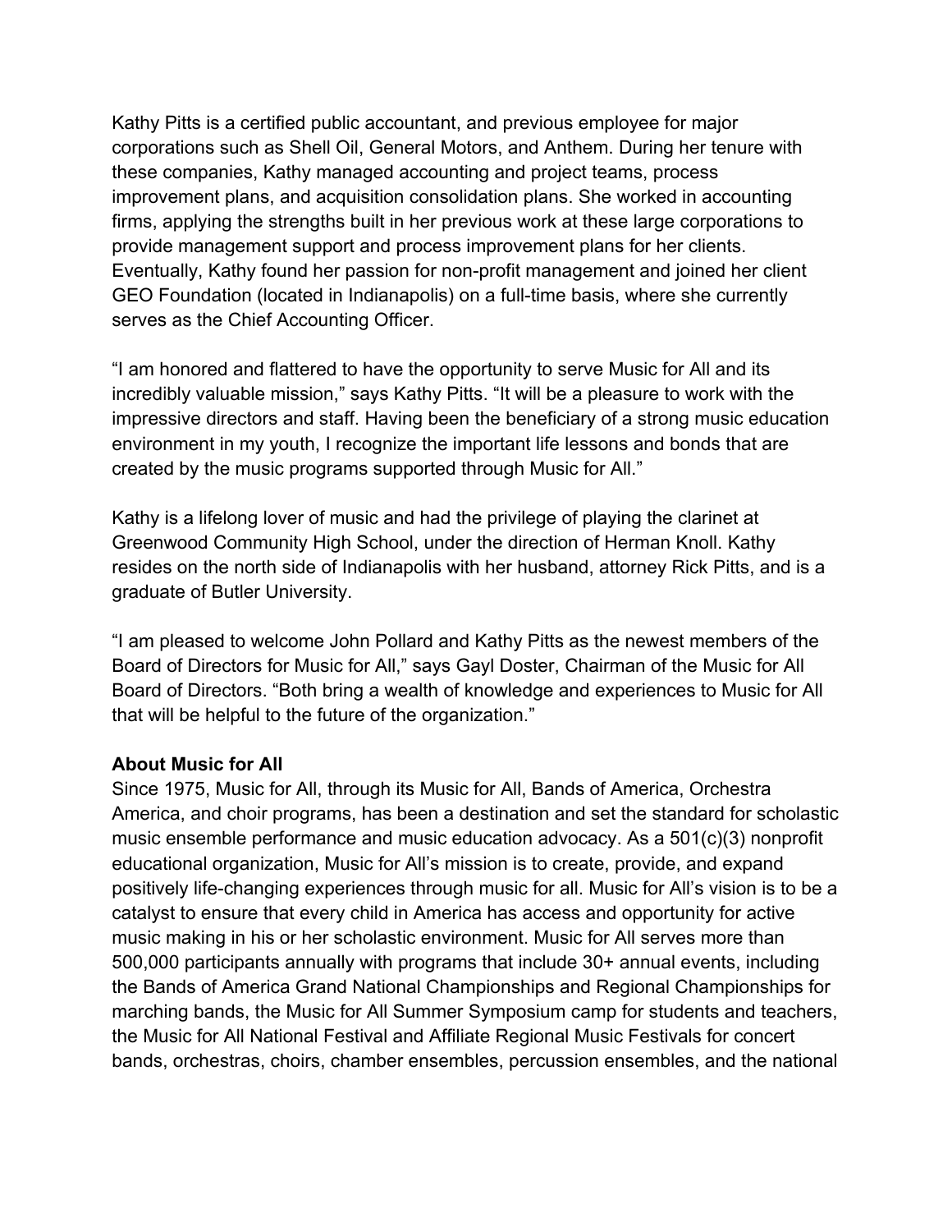Kathy Pitts is a certified public accountant, and previous employee for major corporations such as Shell Oil, General Motors, and Anthem. During her tenure with these companies, Kathy managed accounting and project teams, process improvement plans, and acquisition consolidation plans. She worked in accounting firms, applying the strengths built in her previous work at these large corporations to provide management support and process improvement plans for her clients. Eventually, Kathy found her passion for non-profit management and joined her client GEO Foundation (located in Indianapolis) on a full-time basis, where she currently serves as the Chief Accounting Officer.

"I am honored and flattered to have the opportunity to serve Music for All and its incredibly valuable mission," says Kathy Pitts. "It will be a pleasure to work with the impressive directors and staff. Having been the beneficiary of a strong music education environment in my youth, I recognize the important life lessons and bonds that are created by the music programs supported through Music for All."

Kathy is a lifelong lover of music and had the privilege of playing the clarinet at Greenwood Community High School, under the direction of Herman Knoll. Kathy resides on the north side of Indianapolis with her husband, attorney Rick Pitts, and is a graduate of Butler University.

"I am pleased to welcome John Pollard and Kathy Pitts as the newest members of the Board of Directors for Music for All," says Gayl Doster, Chairman of the Music for All Board of Directors. "Both bring a wealth of knowledge and experiences to Music for All that will be helpful to the future of the organization."

**About Music for All**

Since 1975, Music for All, through its Music for All, Bands of America, Orchestra America, and choir programs, has been a destination and set the standard for scholastic music ensemble performance and music education advocacy. As a 501(c)(3) nonprofit educational organization, Music for All's mission is to create, provide, and expand positively life-changing experiences through music for all. Music for All's vision is to be a catalyst to ensure that every child in America has access and opportunity for active music making in his or her scholastic environment. Music for All serves more than 500,000 participants annually with programs that include 30+ annual events, including the Bands of America Grand National Championships and Regional Championships for marching bands, the Music for All Summer Symposium camp for students and teachers, the Music for All National Festival and Affiliate Regional Music Festivals for concert bands, orchestras, choirs, chamber ensembles, percussion ensembles, and the national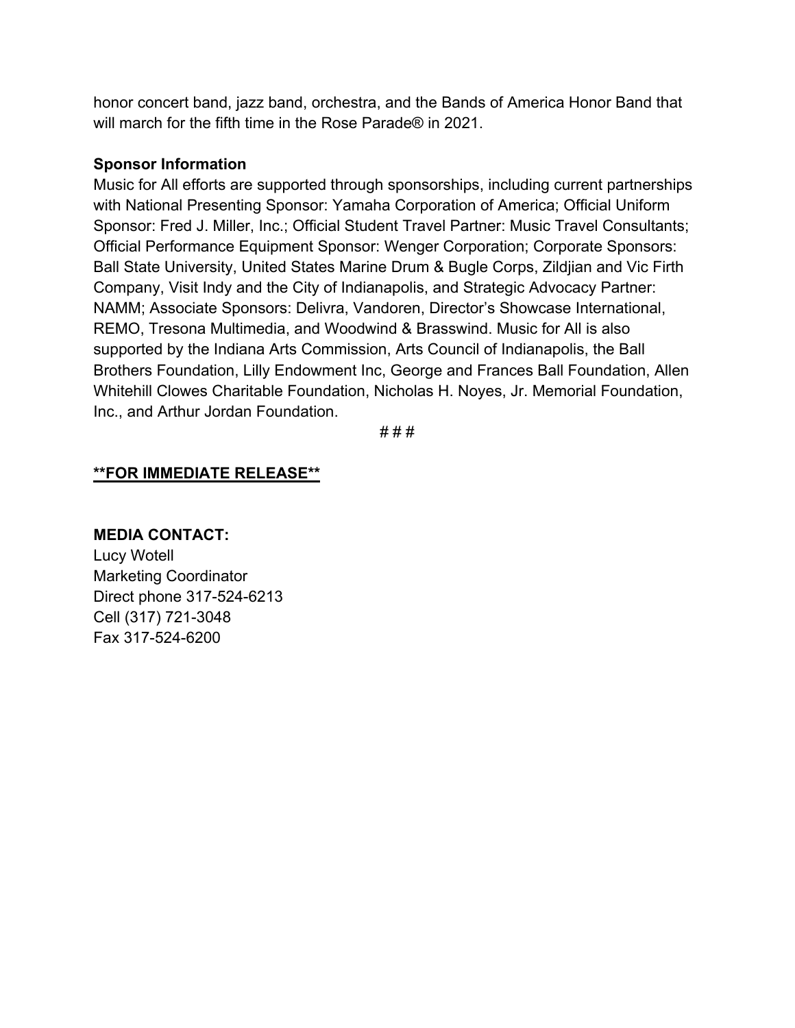honor concert band, jazz band, orchestra, and the Bands of America Honor Band that will march for the fifth time in the Rose Parade® in 2021.

**Sponsor Information**

Music for All efforts are supported through sponsorships, including current partnerships with National Presenting Sponsor: Yamaha Corporation of America; Official Uniform Sponsor: Fred J. Miller, Inc.; Official Student Travel Partner: Music Travel Consultants; Official Performance Equipment Sponsor: Wenger Corporation; Corporate Sponsors: Ball State University, United States Marine Drum & Bugle Corps, Zildjian and Vic Firth Company, Visit Indy and the City of Indianapolis, and Strategic Advocacy Partner: NAMM; Associate Sponsors: Delivra, Vandoren, Director's Showcase International, REMO, Tresona Multimedia, and Woodwind & Brasswind. Music for All is also supported by the Indiana Arts Commission, Arts Council of Indianapolis, the Ball Brothers Foundation, Lilly Endowment Inc, George and Frances Ball Foundation, Allen Whitehill Clowes Charitable Foundation, Nicholas H. Noyes, Jr. Memorial Foundation, Inc., and Arthur Jordan Foundation.

# # #

**<u>**FOR IMMEDIATE RELEASE**</u>**

**MEDIA CONTACT:**
Lucy Wotell
Marketing Coordinator
Direct phone 317-524-6213
Cell (317) 721-3048
Fax 317-524-6200